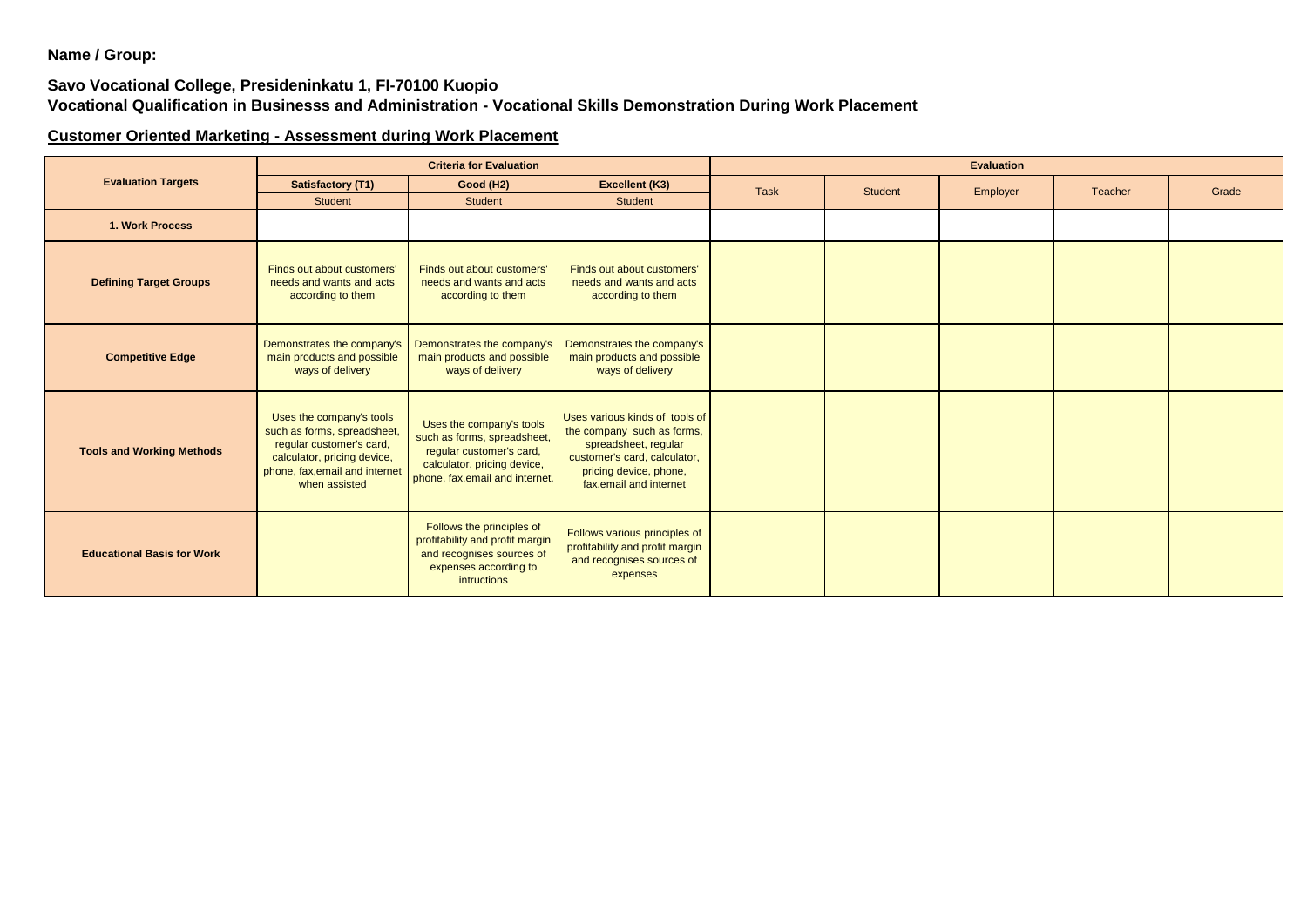**Name / Group:**

**Savo Vocational College, Presideninkatu 1, FI-70100 Kuopio**
**Vocational Qualification in Businesss and Administration - Vocational Skills Demonstration During Work Placement**

**Customer Oriented Marketing - Assessment during Work Placement**

| Evaluation Targets | Criteria for Evaluation | | | Evaluation | | | | |
|---|---|---|---|---|---|---|---|---|
| | Satisfactory (T1) | Good (H2) | Excellent (K3) | Task | Student | Employer | Teacher | Grade |
| | Student | Student | Student | | | | | |
| **1. Work Process** | | | | | | | | |
| **Defining Target Groups** | Finds out about customers' needs and wants and acts according to them | Finds out about customers' needs and wants and acts according to them | Finds out about customers' needs and wants and acts according to them | | | | | |
| **Competitive Edge** | Demonstrates the company's main products and possible ways of delivery | Demonstrates the company's main products and possible ways of delivery | Demonstrates the company's main products and possible ways of delivery | | | | | |
| **Tools and Working Methods** | Uses the company's tools such as forms, spreadsheet, regular customer's card, calculator, pricing device, phone, fax,email and internet when assisted | Uses the company's tools such as forms, spreadsheet, regular customer's card, calculator, pricing device, phone, fax,email and internet. | Uses various kinds of tools of the company such as forms, spreadsheet, regular customer's card, calculator, pricing device, phone, fax,email and internet | | | | | |
| **Educational Basis for Work** | | Follows the principles of profitability and profit margin and recognises sources of expenses according to intructions | Follows various principles of profitability and profit margin and recognises sources of expenses | | | | | |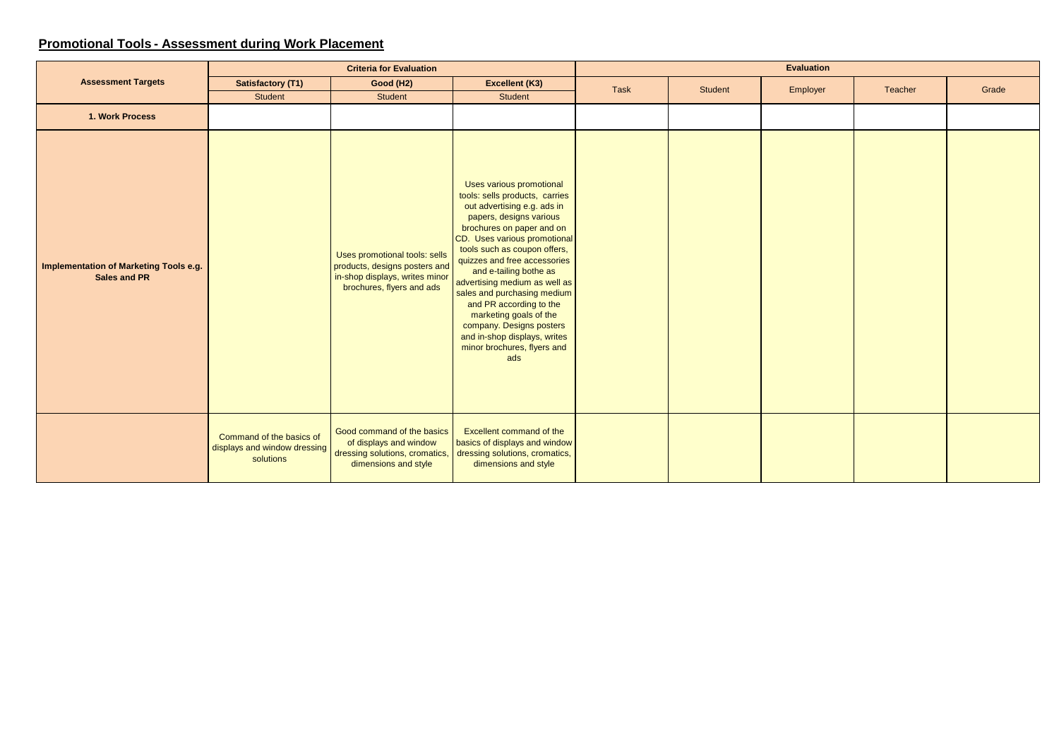## Promotional Tools - Assessment during Work Placement

| Assessment Targets | Criteria for Evaluation | | | Evaluation | | | | |
|---|---|---|---|---|---|---|---|---|
| | Satisfactory (T1) | Good (H2) | Excellent (K3) | Task | Student | Employer | Teacher | Grade |
| | Student | Student | Student | | | | | |
| **1. Work Process** | | | | | | | | |
| **Implementation of Marketing Tools e.g. Sales and PR** | | Uses promotional tools: sells products, designs posters and in-shop displays, writes minor brochures, flyers and ads | Uses various promotional tools: sells products, carries out advertising e.g. ads in papers, designs various brochures on paper and on CD. Uses various promotional tools such as coupon offers, quizzes and free accessories and e-tailing bothe as advertising medium as well as sales and purchasing medium and PR according to the marketing goals of the company. Designs posters and in-shop displays, writes minor brochures, flyers and ads | | | | | |
| | Command of the basics of displays and window dressing solutions | Good command of the basics of displays and window dressing solutions, cromatics, dimensions and style | Excellent command of the basics of displays and window dressing solutions, cromatics, dimensions and style | | | | | |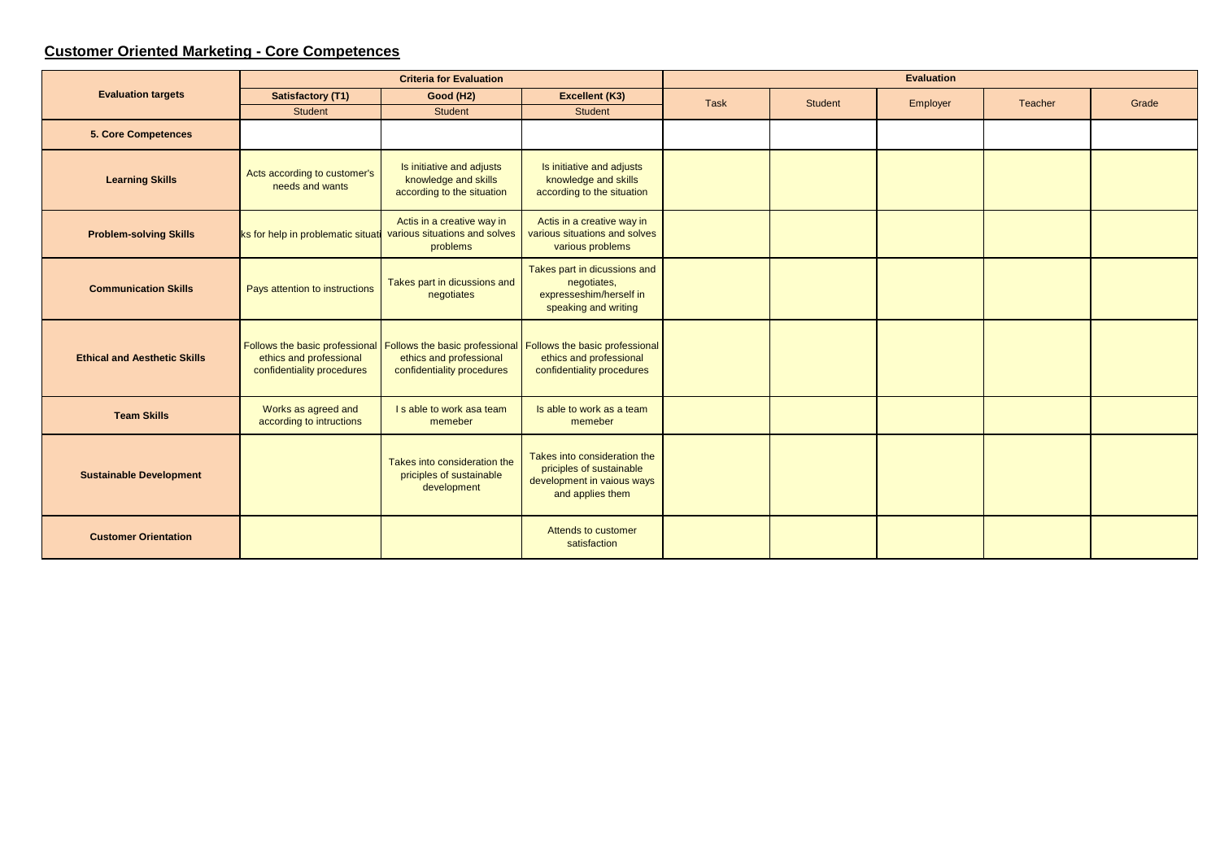## Customer Oriented Marketing - Core Competences

| Evaluation targets | Criteria for Evaluation | | | Evaluation | | | | |
|---|---|---|---|---|---|---|---|---|
| | Satisfactory (T1) | Good (H2) | Excellent (K3) | Task | Student | Employer | Teacher | Grade |
| | Student | Student | Student | | | | | |
| **5. Core Competences** | | | | | | | | |
| **Learning Skills** | Acts according to customer's needs and wants | Is initiative and adjusts knowledge and skills according to the situation | Is initiative and adjusts knowledge and skills according to the situation | | | | | |
| **Problem-solving Skills** | ks for help in problematic situati | Actis in a creative way in various situations and solves problems | Actis in a creative way in various situations and solves various problems | | | | | |
| **Communication Skills** | Pays attention to instructions | Takes part in dicussions and negotiates | Takes part in dicussions and negotiates, expresseshim/herself in speaking and writing | | | | | |
| **Ethical and Aesthetic Skills** | Follows the basic professional ethics and professional confidentiality procedures | Follows the basic professional ethics and professional confidentiality procedures | Follows the basic professional ethics and professional confidentiality procedures | | | | | |
| **Team Skills** | Works as agreed and according to intructions | I s able to work asa team memeber | Is able to work as a team memeber | | | | | |
| **Sustainable Development** | | Takes into consideration the priciples of sustainable development | Takes into consideration the priciples of sustainable development in vaious ways and applies them | | | | | |
| **Customer Orientation** | | | Attends to customer satisfaction | | | | | |